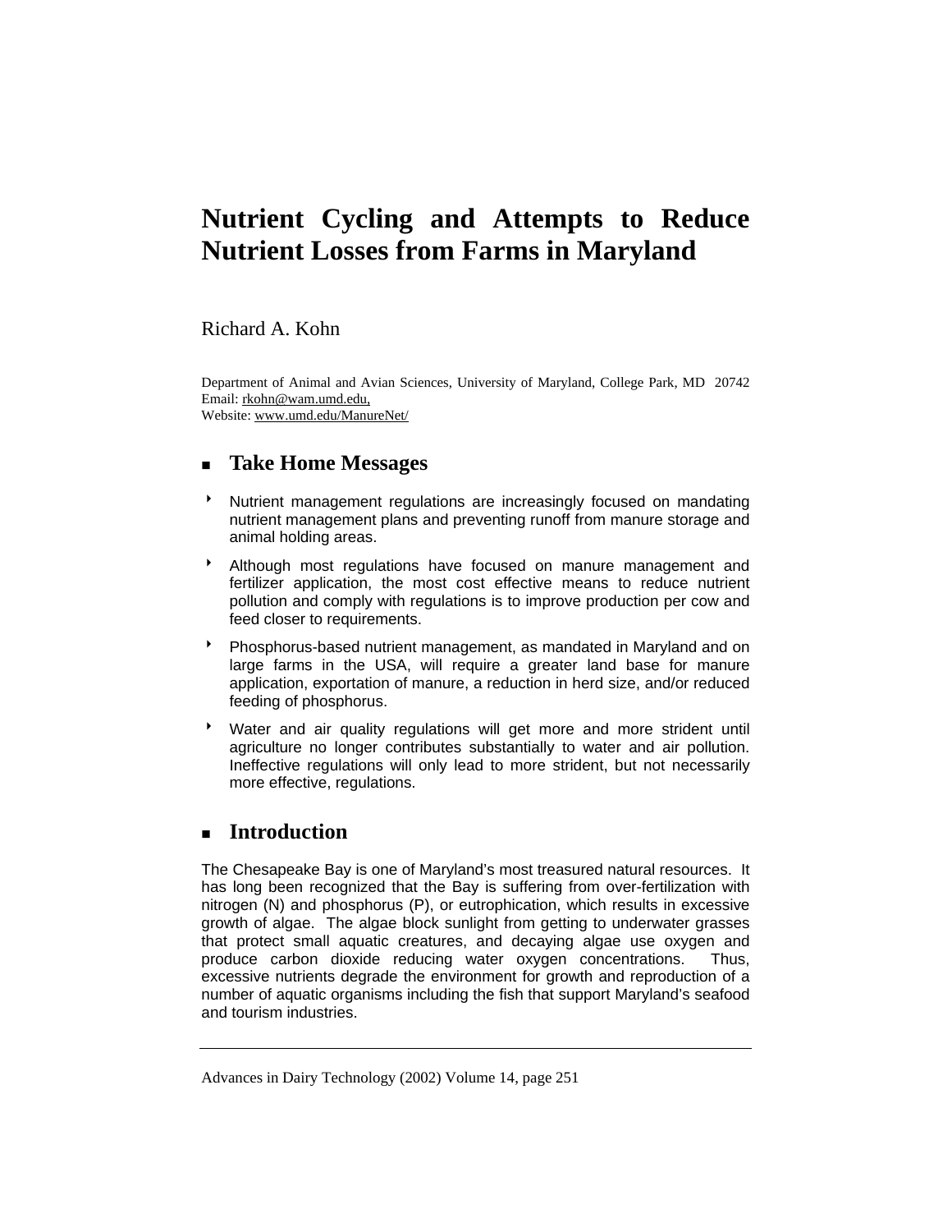# Nutrient Cycling and Attempts to Reduce Nutrient Losses from Farms in Maryland

Richard A. Kohn

Department of Animal and Avian Sciences, University of Maryland, College Park, MD 20742
Email: rkohn@wam.umd.edu,
Website: www.umd.edu/ManureNet/

## Take Home Messages

- Nutrient management regulations are increasingly focused on mandating nutrient management plans and preventing runoff from manure storage and animal holding areas.
- Although most regulations have focused on manure management and fertilizer application, the most cost effective means to reduce nutrient pollution and comply with regulations is to improve production per cow and feed closer to requirements.
- Phosphorus-based nutrient management, as mandated in Maryland and on large farms in the USA, will require a greater land base for manure application, exportation of manure, a reduction in herd size, and/or reduced feeding of phosphorus.
- Water and air quality regulations will get more and more strident until agriculture no longer contributes substantially to water and air pollution. Ineffective regulations will only lead to more strident, but not necessarily more effective, regulations.

## Introduction

The Chesapeake Bay is one of Maryland's most treasured natural resources. It has long been recognized that the Bay is suffering from over-fertilization with nitrogen (N) and phosphorus (P), or eutrophication, which results in excessive growth of algae. The algae block sunlight from getting to underwater grasses that protect small aquatic creatures, and decaying algae use oxygen and produce carbon dioxide reducing water oxygen concentrations. Thus, excessive nutrients degrade the environment for growth and reproduction of a number of aquatic organisms including the fish that support Maryland's seafood and tourism industries.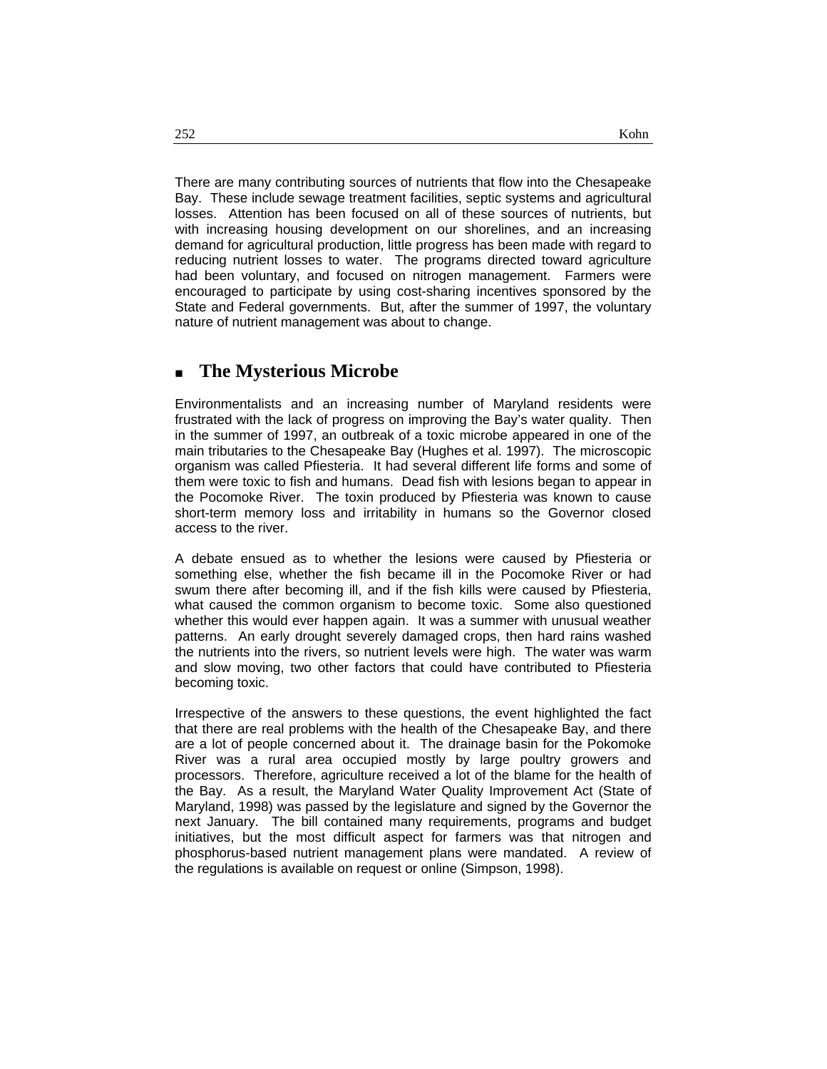There are many contributing sources of nutrients that flow into the Chesapeake Bay. These include sewage treatment facilities, septic systems and agricultural losses. Attention has been focused on all of these sources of nutrients, but with increasing housing development on our shorelines, and an increasing demand for agricultural production, little progress has been made with regard to reducing nutrient losses to water. The programs directed toward agriculture had been voluntary, and focused on nitrogen management. Farmers were encouraged to participate by using cost-sharing incentives sponsored by the State and Federal governments. But, after the summer of 1997, the voluntary nature of nutrient management was about to change.

## The Mysterious Microbe

Environmentalists and an increasing number of Maryland residents were frustrated with the lack of progress on improving the Bay's water quality. Then in the summer of 1997, an outbreak of a toxic microbe appeared in one of the main tributaries to the Chesapeake Bay (Hughes et al. 1997). The microscopic organism was called Pfiesteria. It had several different life forms and some of them were toxic to fish and humans. Dead fish with lesions began to appear in the Pocomoke River. The toxin produced by Pfiesteria was known to cause short-term memory loss and irritability in humans so the Governor closed access to the river.

A debate ensued as to whether the lesions were caused by Pfiesteria or something else, whether the fish became ill in the Pocomoke River or had swum there after becoming ill, and if the fish kills were caused by Pfiesteria, what caused the common organism to become toxic. Some also questioned whether this would ever happen again. It was a summer with unusual weather patterns. An early drought severely damaged crops, then hard rains washed the nutrients into the rivers, so nutrient levels were high. The water was warm and slow moving, two other factors that could have contributed to Pfiesteria becoming toxic.

Irrespective of the answers to these questions, the event highlighted the fact that there are real problems with the health of the Chesapeake Bay, and there are a lot of people concerned about it. The drainage basin for the Pokomoke River was a rural area occupied mostly by large poultry growers and processors. Therefore, agriculture received a lot of the blame for the health of the Bay. As a result, the Maryland Water Quality Improvement Act (State of Maryland, 1998) was passed by the legislature and signed by the Governor the next January. The bill contained many requirements, programs and budget initiatives, but the most difficult aspect for farmers was that nitrogen and phosphorus-based nutrient management plans were mandated. A review of the regulations is available on request or online (Simpson, 1998).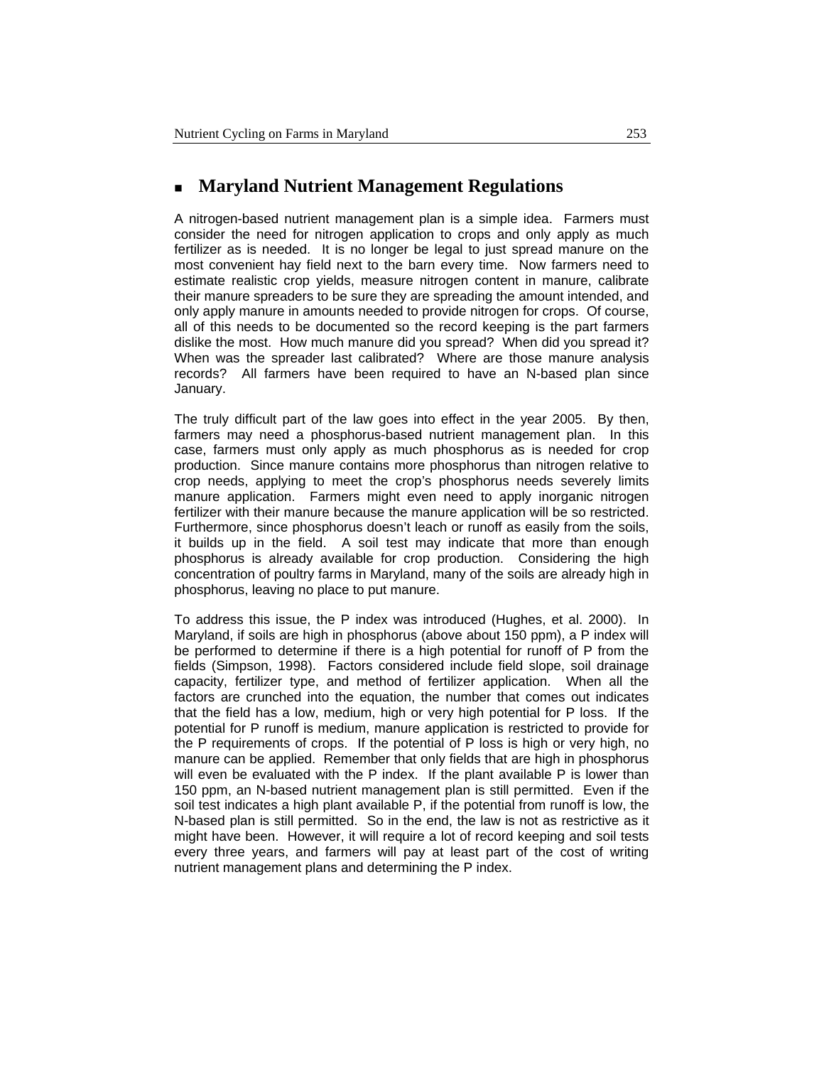## Maryland Nutrient Management Regulations

A nitrogen-based nutrient management plan is a simple idea. Farmers must consider the need for nitrogen application to crops and only apply as much fertilizer as is needed. It is no longer be legal to just spread manure on the most convenient hay field next to the barn every time. Now farmers need to estimate realistic crop yields, measure nitrogen content in manure, calibrate their manure spreaders to be sure they are spreading the amount intended, and only apply manure in amounts needed to provide nitrogen for crops. Of course, all of this needs to be documented so the record keeping is the part farmers dislike the most. How much manure did you spread? When did you spread it? When was the spreader last calibrated? Where are those manure analysis records? All farmers have been required to have an N-based plan since January.

The truly difficult part of the law goes into effect in the year 2005. By then, farmers may need a phosphorus-based nutrient management plan. In this case, farmers must only apply as much phosphorus as is needed for crop production. Since manure contains more phosphorus than nitrogen relative to crop needs, applying to meet the crop's phosphorus needs severely limits manure application. Farmers might even need to apply inorganic nitrogen fertilizer with their manure because the manure application will be so restricted. Furthermore, since phosphorus doesn't leach or runoff as easily from the soils, it builds up in the field. A soil test may indicate that more than enough phosphorus is already available for crop production. Considering the high concentration of poultry farms in Maryland, many of the soils are already high in phosphorus, leaving no place to put manure.

To address this issue, the P index was introduced (Hughes, et al. 2000). In Maryland, if soils are high in phosphorus (above about 150 ppm), a P index will be performed to determine if there is a high potential for runoff of P from the fields (Simpson, 1998). Factors considered include field slope, soil drainage capacity, fertilizer type, and method of fertilizer application. When all the factors are crunched into the equation, the number that comes out indicates that the field has a low, medium, high or very high potential for P loss. If the potential for P runoff is medium, manure application is restricted to provide for the P requirements of crops. If the potential of P loss is high or very high, no manure can be applied. Remember that only fields that are high in phosphorus will even be evaluated with the P index. If the plant available P is lower than 150 ppm, an N-based nutrient management plan is still permitted. Even if the soil test indicates a high plant available P, if the potential from runoff is low, the N-based plan is still permitted. So in the end, the law is not as restrictive as it might have been. However, it will require a lot of record keeping and soil tests every three years, and farmers will pay at least part of the cost of writing nutrient management plans and determining the P index.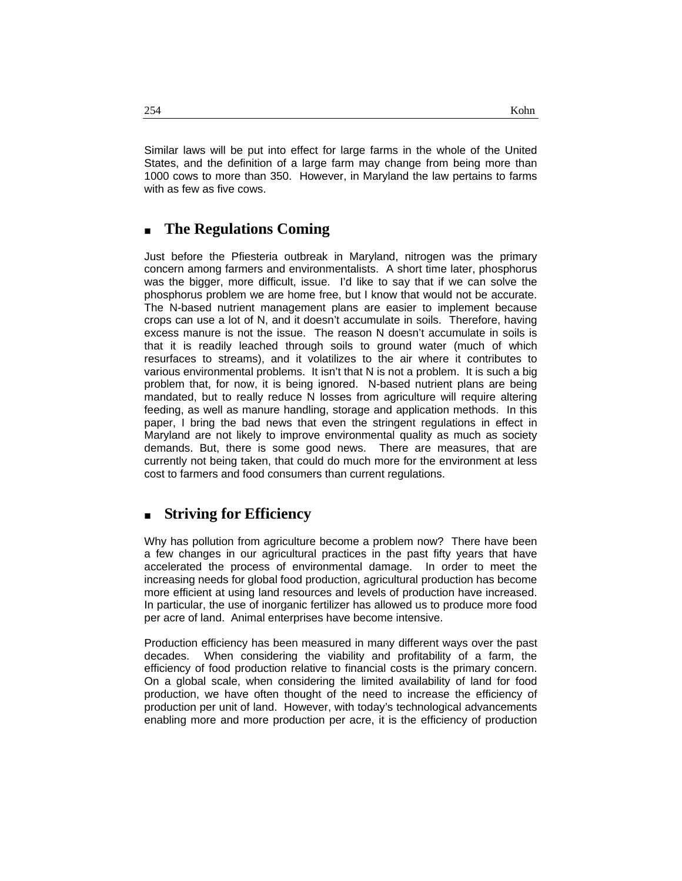Similar laws will be put into effect for large farms in the whole of the United States, and the definition of a large farm may change from being more than 1000 cows to more than 350. However, in Maryland the law pertains to farms with as few as five cows.

## The Regulations Coming

Just before the Pfiesteria outbreak in Maryland, nitrogen was the primary concern among farmers and environmentalists. A short time later, phosphorus was the bigger, more difficult, issue. I'd like to say that if we can solve the phosphorus problem we are home free, but I know that would not be accurate. The N-based nutrient management plans are easier to implement because crops can use a lot of N, and it doesn't accumulate in soils. Therefore, having excess manure is not the issue. The reason N doesn't accumulate in soils is that it is readily leached through soils to ground water (much of which resurfaces to streams), and it volatilizes to the air where it contributes to various environmental problems. It isn't that N is not a problem. It is such a big problem that, for now, it is being ignored. N-based nutrient plans are being mandated, but to really reduce N losses from agriculture will require altering feeding, as well as manure handling, storage and application methods. In this paper, I bring the bad news that even the stringent regulations in effect in Maryland are not likely to improve environmental quality as much as society demands. But, there is some good news. There are measures, that are currently not being taken, that could do much more for the environment at less cost to farmers and food consumers than current regulations.

## Striving for Efficiency

Why has pollution from agriculture become a problem now? There have been a few changes in our agricultural practices in the past fifty years that have accelerated the process of environmental damage. In order to meet the increasing needs for global food production, agricultural production has become more efficient at using land resources and levels of production have increased. In particular, the use of inorganic fertilizer has allowed us to produce more food per acre of land. Animal enterprises have become intensive.

Production efficiency has been measured in many different ways over the past decades. When considering the viability and profitability of a farm, the efficiency of food production relative to financial costs is the primary concern. On a global scale, when considering the limited availability of land for food production, we have often thought of the need to increase the efficiency of production per unit of land. However, with today's technological advancements enabling more and more production per acre, it is the efficiency of production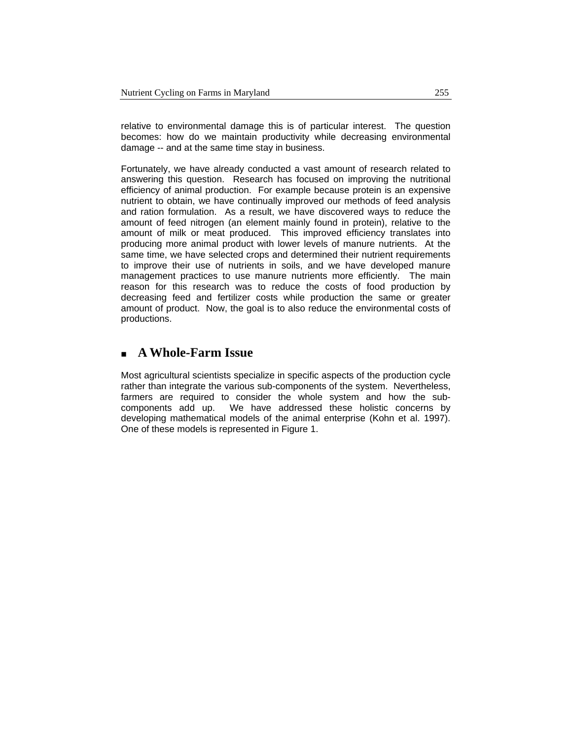relative to environmental damage this is of particular interest. The question becomes: how do we maintain productivity while decreasing environmental damage -- and at the same time stay in business.

Fortunately, we have already conducted a vast amount of research related to answering this question. Research has focused on improving the nutritional efficiency of animal production. For example because protein is an expensive nutrient to obtain, we have continually improved our methods of feed analysis and ration formulation. As a result, we have discovered ways to reduce the amount of feed nitrogen (an element mainly found in protein), relative to the amount of milk or meat produced. This improved efficiency translates into producing more animal product with lower levels of manure nutrients. At the same time, we have selected crops and determined their nutrient requirements to improve their use of nutrients in soils, and we have developed manure management practices to use manure nutrients more efficiently. The main reason for this research was to reduce the costs of food production by decreasing feed and fertilizer costs while production the same or greater amount of product. Now, the goal is to also reduce the environmental costs of productions.

## A Whole-Farm Issue

Most agricultural scientists specialize in specific aspects of the production cycle rather than integrate the various sub-components of the system. Nevertheless, farmers are required to consider the whole system and how the sub-components add up. We have addressed these holistic concerns by developing mathematical models of the animal enterprise (Kohn et al. 1997). One of these models is represented in Figure 1.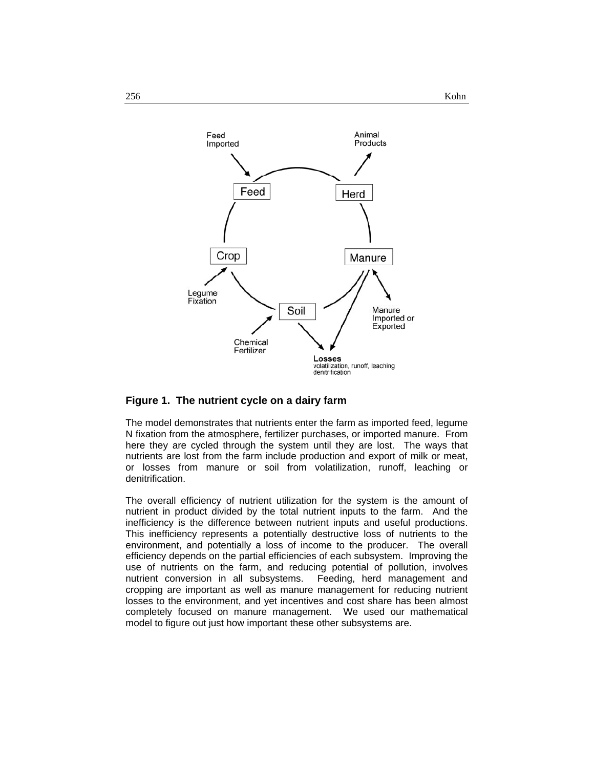**Figure 1. The nutrient cycle on a dairy farm**

The model demonstrates that nutrients enter the farm as imported feed, legume N fixation from the atmosphere, fertilizer purchases, or imported manure. From here they are cycled through the system until they are lost. The ways that nutrients are lost from the farm include production and export of milk or meat, or losses from manure or soil from volatilization, runoff, leaching or denitrification.

The overall efficiency of nutrient utilization for the system is the amount of nutrient in product divided by the total nutrient inputs to the farm. And the inefficiency is the difference between nutrient inputs and useful productions. This inefficiency represents a potentially destructive loss of nutrients to the environment, and potentially a loss of income to the producer. The overall efficiency depends on the partial efficiencies of each subsystem. Improving the use of nutrients on the farm, and reducing potential of pollution, involves nutrient conversion in all subsystems. Feeding, herd management and cropping are important as well as manure management for reducing nutrient losses to the environment, and yet incentives and cost share has been almost completely focused on manure management. We used our mathematical model to figure out just how important these other subsystems are.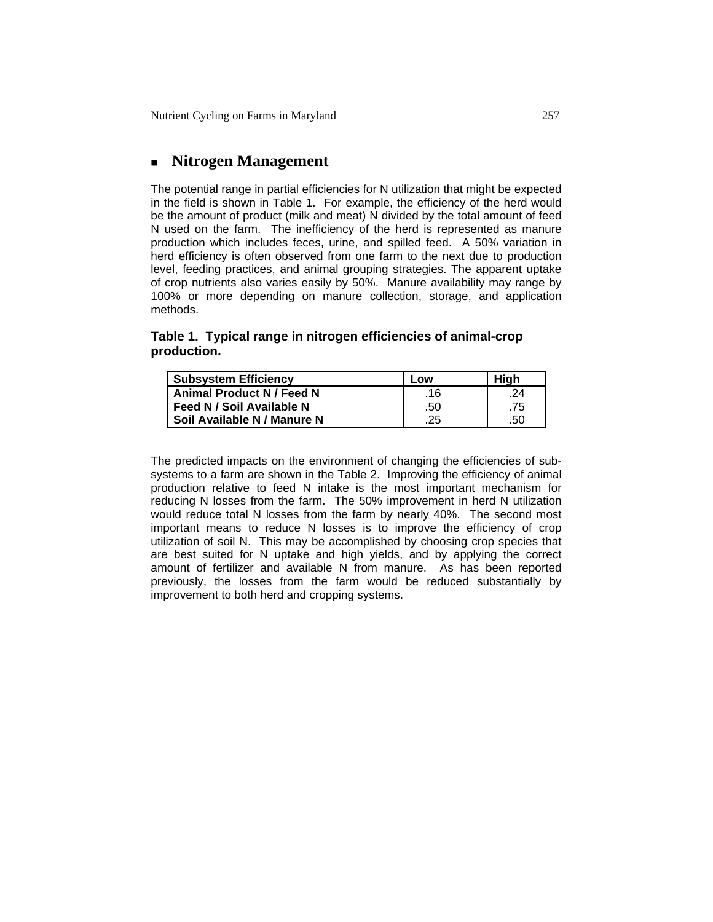## Nitrogen Management

The potential range in partial efficiencies for N utilization that might be expected in the field is shown in Table 1. For example, the efficiency of the herd would be the amount of product (milk and meat) N divided by the total amount of feed N used on the farm. The inefficiency of the herd is represented as manure production which includes feces, urine, and spilled feed. A 50% variation in herd efficiency is often observed from one farm to the next due to production level, feeding practices, and animal grouping strategies. The apparent uptake of crop nutrients also varies easily by 50%. Manure availability may range by 100% or more depending on manure collection, storage, and application methods.

**Table 1. Typical range in nitrogen efficiencies of animal-crop production.**

| Subsystem Efficiency | Low | High |
|---|---|---|
| Animal Product N / Feed N | .16 | .24 |
| Feed N / Soil Available N | .50 | .75 |
| Soil Available N / Manure N | .25 | .50 |

The predicted impacts on the environment of changing the efficiencies of sub-systems to a farm are shown in the Table 2. Improving the efficiency of animal production relative to feed N intake is the most important mechanism for reducing N losses from the farm. The 50% improvement in herd N utilization would reduce total N losses from the farm by nearly 40%. The second most important means to reduce N losses is to improve the efficiency of crop utilization of soil N. This may be accomplished by choosing crop species that are best suited for N uptake and high yields, and by applying the correct amount of fertilizer and available N from manure. As has been reported previously, the losses from the farm would be reduced substantially by improvement to both herd and cropping systems.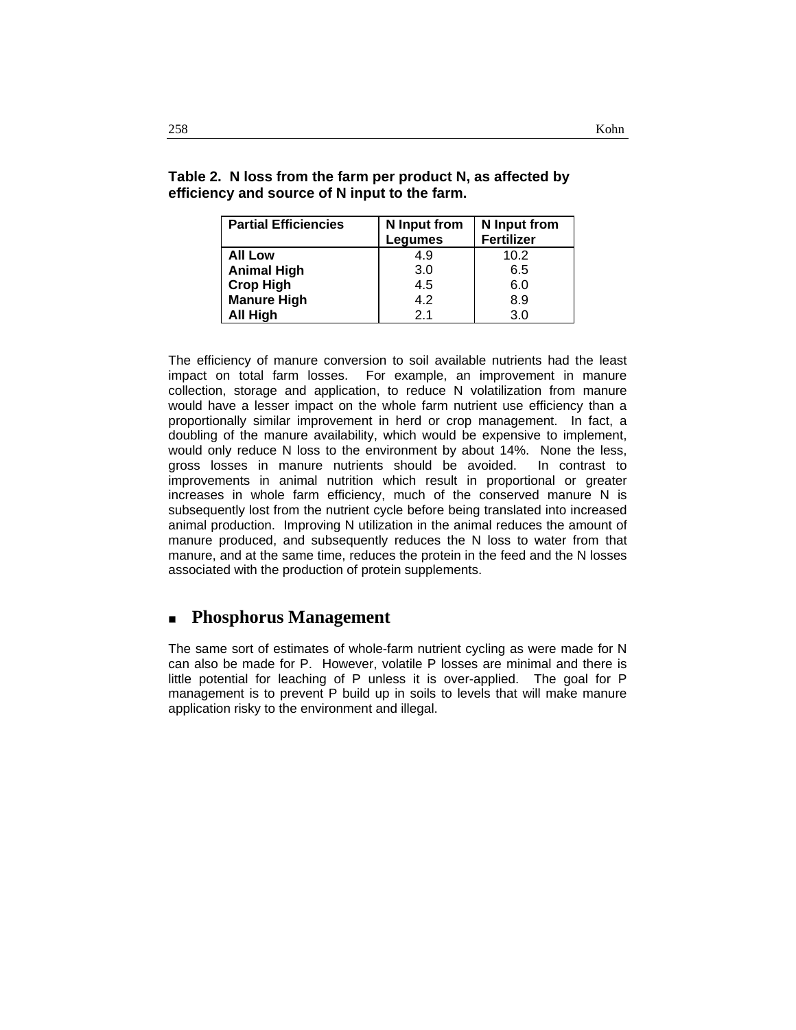**Table 2. N loss from the farm per product N, as affected by efficiency and source of N input to the farm.**

| Partial Efficiencies | N Input from Legumes | N Input from Fertilizer |
|---|---|---|
| **All Low** | 4.9 | 10.2 |
| **Animal High** | 3.0 | 6.5 |
| **Crop High** | 4.5 | 6.0 |
| **Manure High** | 4.2 | 8.9 |
| **All High** | 2.1 | 3.0 |

The efficiency of manure conversion to soil available nutrients had the least impact on total farm losses. For example, an improvement in manure collection, storage and application, to reduce N volatilization from manure would have a lesser impact on the whole farm nutrient use efficiency than a proportionally similar improvement in herd or crop management. In fact, a doubling of the manure availability, which would be expensive to implement, would only reduce N loss to the environment by about 14%. None the less, gross losses in manure nutrients should be avoided. In contrast to improvements in animal nutrition which result in proportional or greater increases in whole farm efficiency, much of the conserved manure N is subsequently lost from the nutrient cycle before being translated into increased animal production. Improving N utilization in the animal reduces the amount of manure produced, and subsequently reduces the N loss to water from that manure, and at the same time, reduces the protein in the feed and the N losses associated with the production of protein supplements.

## Phosphorus Management

The same sort of estimates of whole-farm nutrient cycling as were made for N can also be made for P. However, volatile P losses are minimal and there is little potential for leaching of P unless it is over-applied. The goal for P management is to prevent P build up in soils to levels that will make manure application risky to the environment and illegal.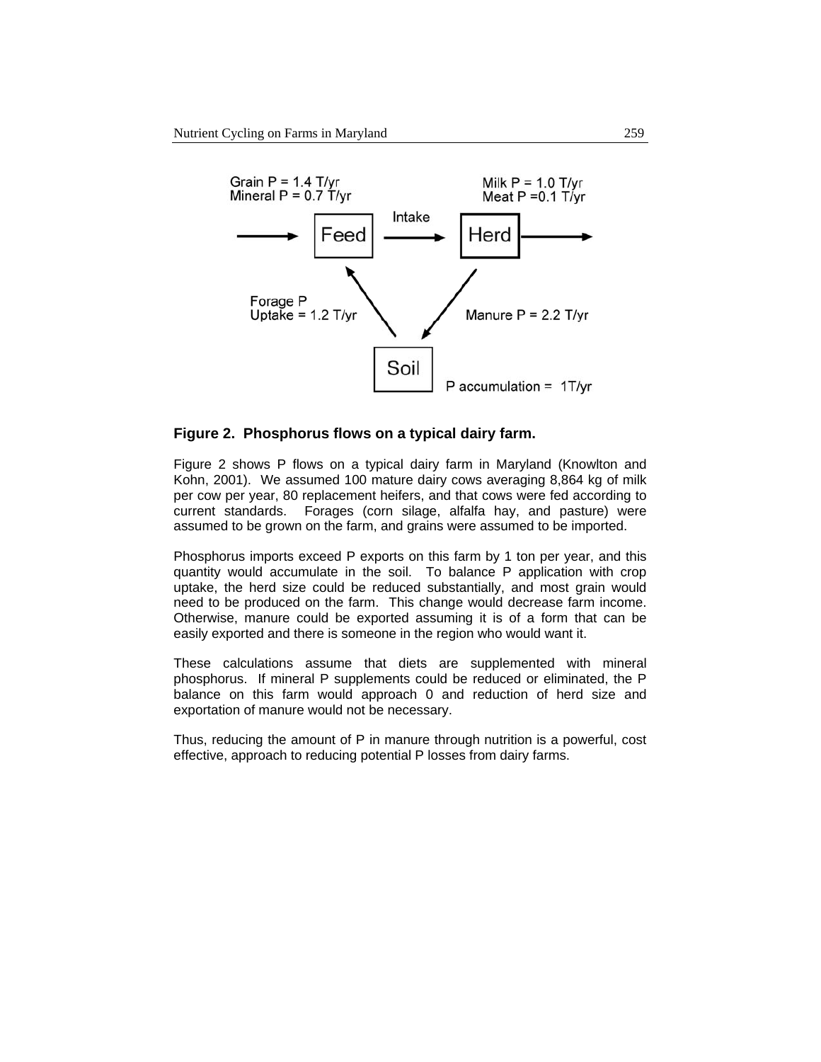Grain P = 1.4 T/yr
Mineral P = 0.7 T/yr

Milk P = 1.0 T/yr
Meat P =0.1 T/yr

Feed → Intake → Herd

Forage P Uptake = 1.2 T/yr

Manure P = 2.2 T/yr

Soil

P accumulation = 1T/yr

**Figure 2. Phosphorus flows on a typical dairy farm.**

Figure 2 shows P flows on a typical dairy farm in Maryland (Knowlton and Kohn, 2001). We assumed 100 mature dairy cows averaging 8,864 kg of milk per cow per year, 80 replacement heifers, and that cows were fed according to current standards. Forages (corn silage, alfalfa hay, and pasture) were assumed to be grown on the farm, and grains were assumed to be imported.

Phosphorus imports exceed P exports on this farm by 1 ton per year, and this quantity would accumulate in the soil. To balance P application with crop uptake, the herd size could be reduced substantially, and most grain would need to be produced on the farm. This change would decrease farm income. Otherwise, manure could be exported assuming it is of a form that can be easily exported and there is someone in the region who would want it.

These calculations assume that diets are supplemented with mineral phosphorus. If mineral P supplements could be reduced or eliminated, the P balance on this farm would approach 0 and reduction of herd size and exportation of manure would not be necessary.

Thus, reducing the amount of P in manure through nutrition is a powerful, cost effective, approach to reducing potential P losses from dairy farms.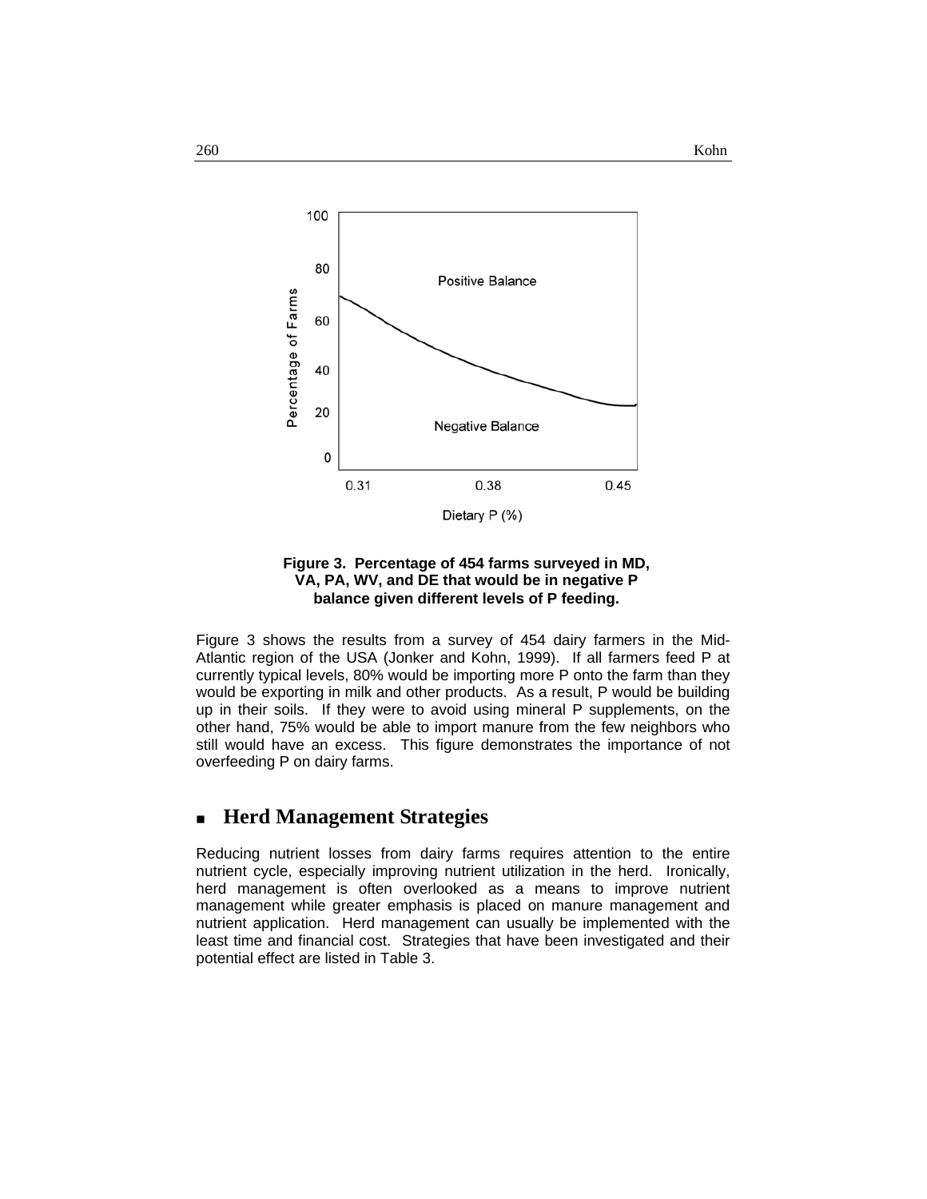**Figure 3. Percentage of 454 farms surveyed in MD, VA, PA, WV, and DE that would be in negative P balance given different levels of P feeding.**

Figure 3 shows the results from a survey of 454 dairy farmers in the Mid-Atlantic region of the USA (Jonker and Kohn, 1999). If all farmers feed P at currently typical levels, 80% would be importing more P onto the farm than they would be exporting in milk and other products. As a result, P would be building up in their soils. If they were to avoid using mineral P supplements, on the other hand, 75% would be able to import manure from the few neighbors who still would have an excess. This figure demonstrates the importance of not overfeeding P on dairy farms.

## Herd Management Strategies

Reducing nutrient losses from dairy farms requires attention to the entire nutrient cycle, especially improving nutrient utilization in the herd. Ironically, herd management is often overlooked as a means to improve nutrient management while greater emphasis is placed on manure management and nutrient application. Herd management can usually be implemented with the least time and financial cost. Strategies that have been investigated and their potential effect are listed in Table 3.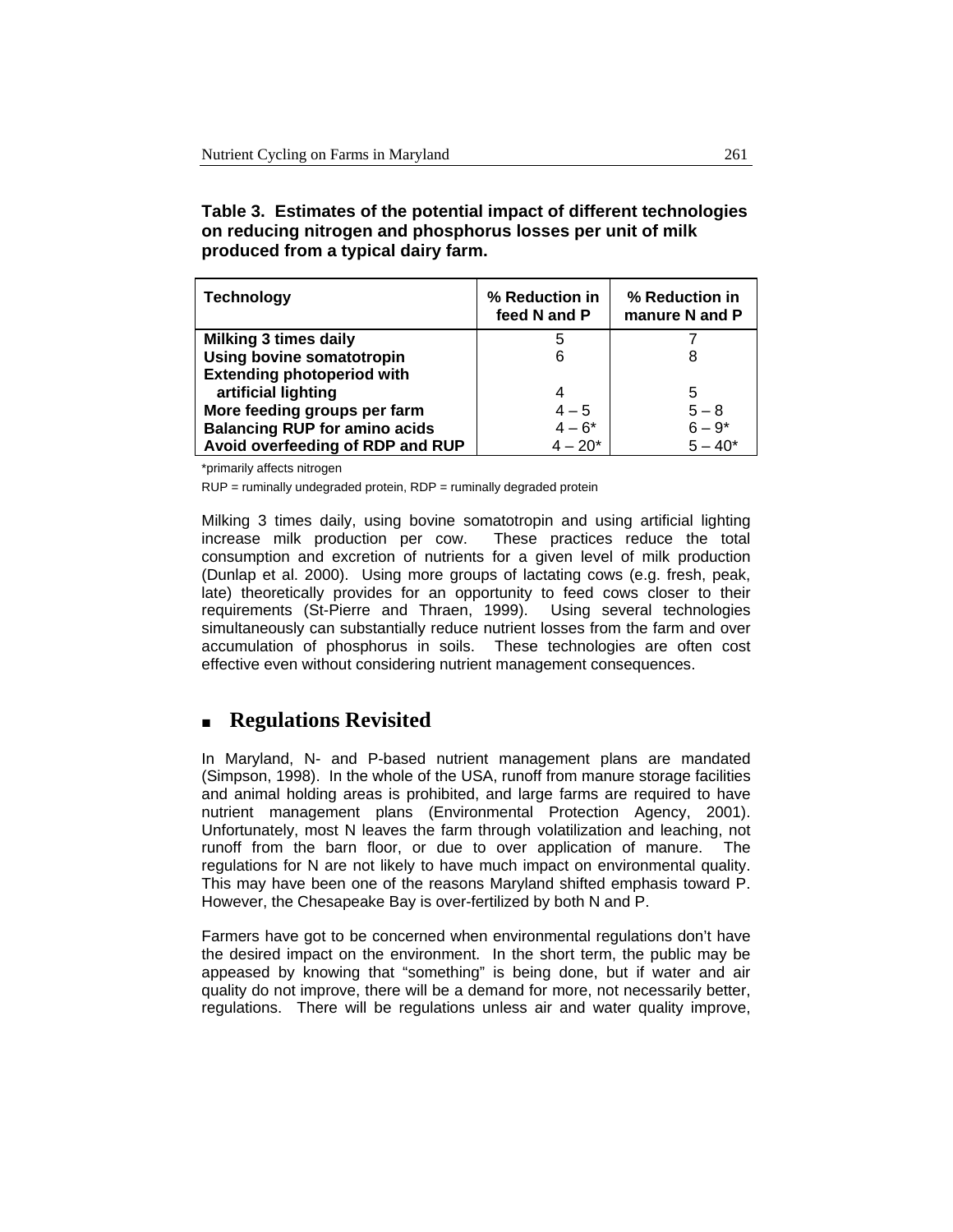**Table 3. Estimates of the potential impact of different technologies on reducing nitrogen and phosphorus losses per unit of milk produced from a typical dairy farm.**

| Technology | % Reduction in feed N and P | % Reduction in manure N and P |
|---|---|---|
| Milking 3 times daily | 5 | 7 |
| Using bovine somatotropin | 6 | 8 |
| Extending photoperiod with artificial lighting | 4 | 5 |
| More feeding groups per farm | 4 – 5 | 5 – 8 |
| Balancing RUP for amino acids | 4 – 6* | 6 – 9* |
| Avoid overfeeding of RDP and RUP | 4 – 20* | 5 – 40* |

*primarily affects nitrogen

RUP = ruminally undegraded protein, RDP = ruminally degraded protein

Milking 3 times daily, using bovine somatotropin and using artificial lighting increase milk production per cow. These practices reduce the total consumption and excretion of nutrients for a given level of milk production (Dunlap et al. 2000). Using more groups of lactating cows (e.g. fresh, peak, late) theoretically provides for an opportunity to feed cows closer to their requirements (St-Pierre and Thraen, 1999). Using several technologies simultaneously can substantially reduce nutrient losses from the farm and over accumulation of phosphorus in soils. These technologies are often cost effective even without considering nutrient management consequences.

## Regulations Revisited

In Maryland, N- and P-based nutrient management plans are mandated (Simpson, 1998). In the whole of the USA, runoff from manure storage facilities and animal holding areas is prohibited, and large farms are required to have nutrient management plans (Environmental Protection Agency, 2001). Unfortunately, most N leaves the farm through volatilization and leaching, not runoff from the barn floor, or due to over application of manure. The regulations for N are not likely to have much impact on environmental quality. This may have been one of the reasons Maryland shifted emphasis toward P. However, the Chesapeake Bay is over-fertilized by both N and P.

Farmers have got to be concerned when environmental regulations don't have the desired impact on the environment. In the short term, the public may be appeased by knowing that "something" is being done, but if water and air quality do not improve, there will be a demand for more, not necessarily better, regulations. There will be regulations unless air and water quality improve,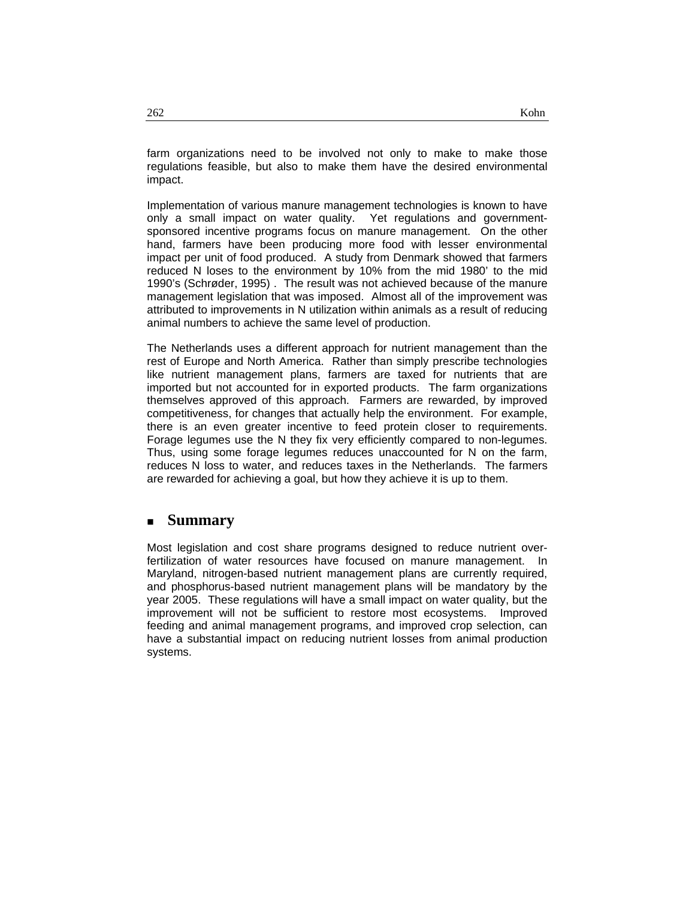farm organizations need to be involved not only to make to make those regulations feasible, but also to make them have the desired environmental impact.

Implementation of various manure management technologies is known to have only a small impact on water quality. Yet regulations and government-sponsored incentive programs focus on manure management. On the other hand, farmers have been producing more food with lesser environmental impact per unit of food produced. A study from Denmark showed that farmers reduced N loses to the environment by 10% from the mid 1980' to the mid 1990's (Schrøder, 1995) . The result was not achieved because of the manure management legislation that was imposed. Almost all of the improvement was attributed to improvements in N utilization within animals as a result of reducing animal numbers to achieve the same level of production.

The Netherlands uses a different approach for nutrient management than the rest of Europe and North America. Rather than simply prescribe technologies like nutrient management plans, farmers are taxed for nutrients that are imported but not accounted for in exported products. The farm organizations themselves approved of this approach. Farmers are rewarded, by improved competitiveness, for changes that actually help the environment. For example, there is an even greater incentive to feed protein closer to requirements. Forage legumes use the N they fix very efficiently compared to non-legumes. Thus, using some forage legumes reduces unaccounted for N on the farm, reduces N loss to water, and reduces taxes in the Netherlands. The farmers are rewarded for achieving a goal, but how they achieve it is up to them.

## Summary

Most legislation and cost share programs designed to reduce nutrient over-fertilization of water resources have focused on manure management. In Maryland, nitrogen-based nutrient management plans are currently required, and phosphorus-based nutrient management plans will be mandatory by the year 2005. These regulations will have a small impact on water quality, but the improvement will not be sufficient to restore most ecosystems. Improved feeding and animal management programs, and improved crop selection, can have a substantial impact on reducing nutrient losses from animal production systems.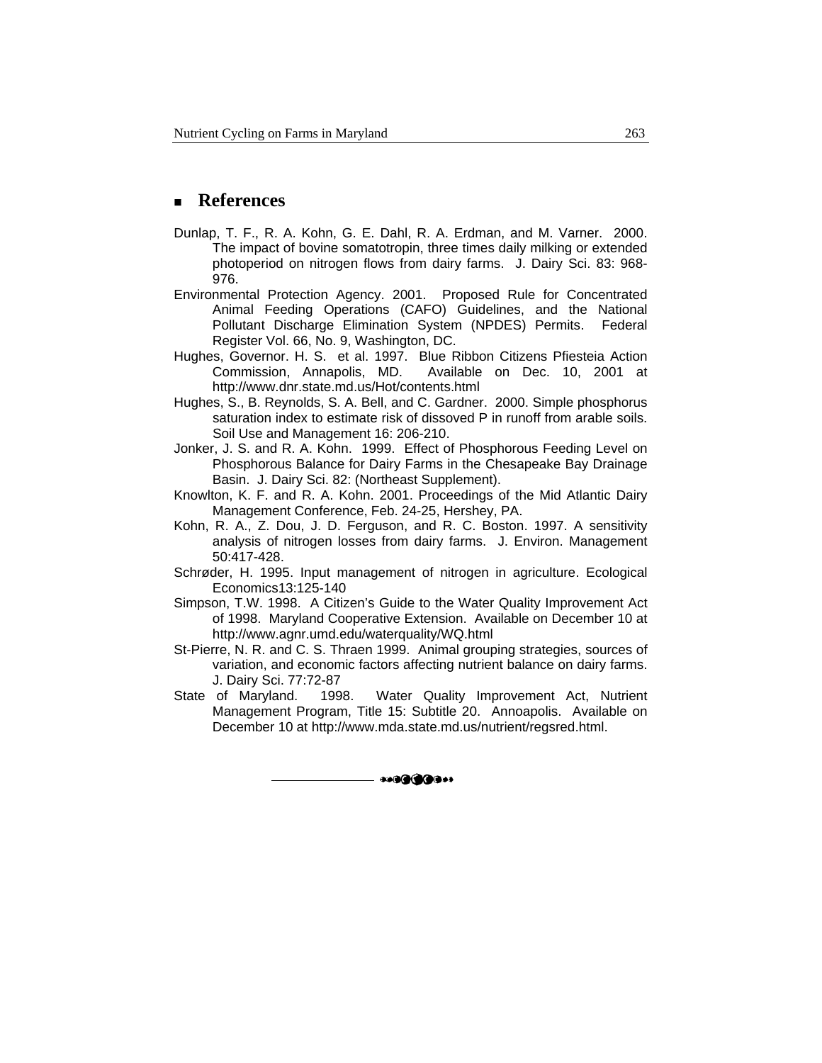## References

Dunlap, T. F., R. A. Kohn, G. E. Dahl, R. A. Erdman, and M. Varner. 2000. The impact of bovine somatotropin, three times daily milking or extended photoperiod on nitrogen flows from dairy farms. J. Dairy Sci. 83: 968-976.

Environmental Protection Agency. 2001. Proposed Rule for Concentrated Animal Feeding Operations (CAFO) Guidelines, and the National Pollutant Discharge Elimination System (NPDES) Permits. Federal Register Vol. 66, No. 9, Washington, DC.

Hughes, Governor. H. S. et al. 1997. Blue Ribbon Citizens Pfiesteia Action Commission, Annapolis, MD. Available on Dec. 10, 2001 at http://www.dnr.state.md.us/Hot/contents.html

Hughes, S., B. Reynolds, S. A. Bell, and C. Gardner. 2000. Simple phosphorus saturation index to estimate risk of dissoved P in runoff from arable soils. Soil Use and Management 16: 206-210.

Jonker, J. S. and R. A. Kohn. 1999. Effect of Phosphorous Feeding Level on Phosphorous Balance for Dairy Farms in the Chesapeake Bay Drainage Basin. J. Dairy Sci. 82: (Northeast Supplement).

Knowlton, K. F. and R. A. Kohn. 2001. Proceedings of the Mid Atlantic Dairy Management Conference, Feb. 24-25, Hershey, PA.

Kohn, R. A., Z. Dou, J. D. Ferguson, and R. C. Boston. 1997. A sensitivity analysis of nitrogen losses from dairy farms. J. Environ. Management 50:417-428.

Schrøder, H. 1995. Input management of nitrogen in agriculture. Ecological Economics13:125-140

Simpson, T.W. 1998. A Citizen's Guide to the Water Quality Improvement Act of 1998. Maryland Cooperative Extension. Available on December 10 at http://www.agnr.umd.edu/waterquality/WQ.html

St-Pierre, N. R. and C. S. Thraen 1999. Animal grouping strategies, sources of variation, and economic factors affecting nutrient balance on dairy farms. J. Dairy Sci. 77:72-87

State of Maryland. 1998. Water Quality Improvement Act, Nutrient Management Program, Title 15: Subtitle 20. Annoapolis. Available on December 10 at http://www.mda.state.md.us/nutrient/regsred.html.